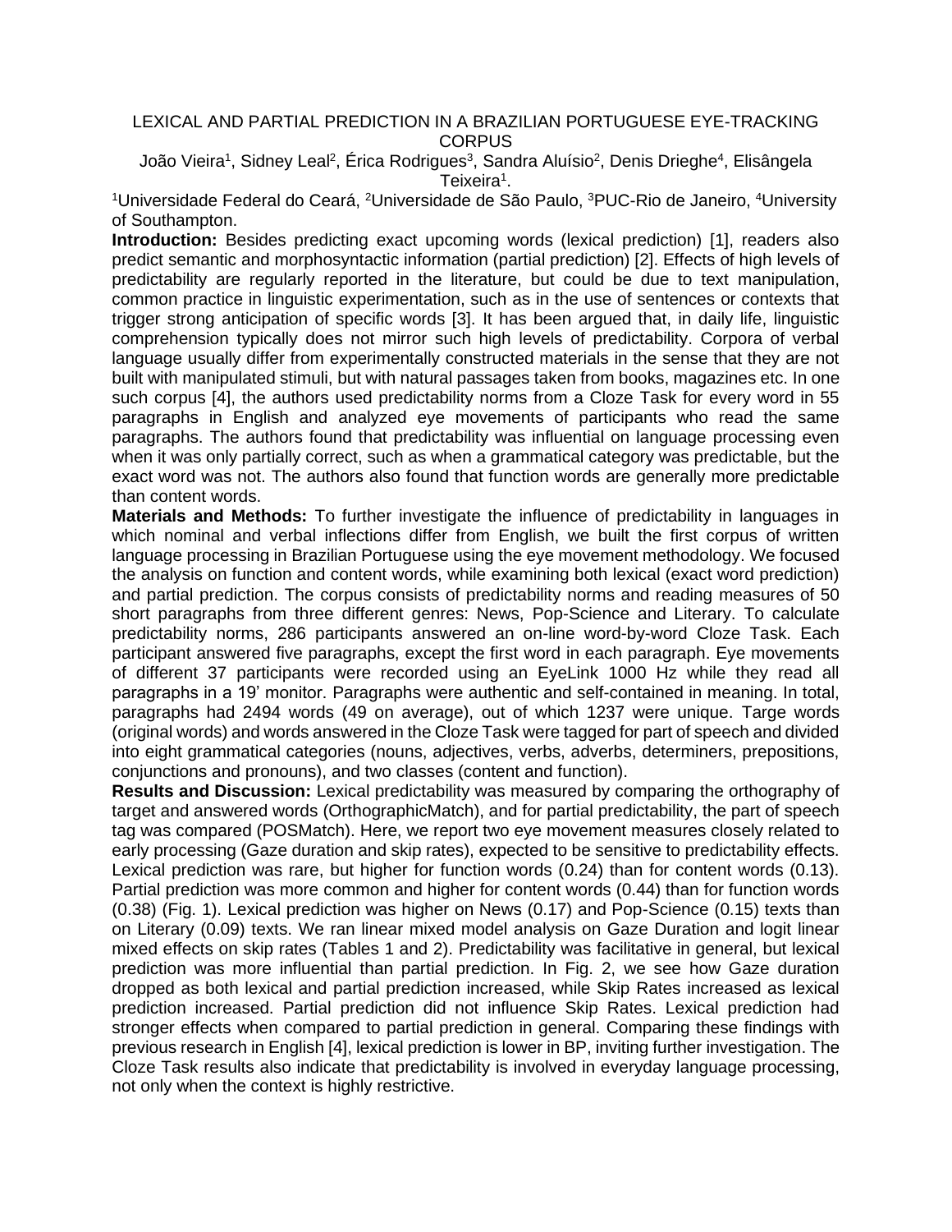# LEXICAL AND PARTIAL PREDICTION IN A BRAZILIAN PORTUGUESE EYE-TRACKING CORPUS

João Vieira[1], Sidney Leal[2], Érica Rodrigues[3], Sandra Aluísio[2], Denis Drieghe[4], Elisângela Teixeira[1].

[1]Universidade Federal do Ceará, [2]Universidade de São Paulo, [3]PUC-Rio de Janeiro, [4]University of Southampton.

**Introduction:** Besides predicting exact upcoming words (lexical prediction) [1], readers also predict semantic and morphosyntactic information (partial prediction) [2]. Effects of high levels of predictability are regularly reported in the literature, but could be due to text manipulation, common practice in linguistic experimentation, such as in the use of sentences or contexts that trigger strong anticipation of specific words [3]. It has been argued that, in daily life, linguistic comprehension typically does not mirror such high levels of predictability. Corpora of verbal language usually differ from experimentally constructed materials in the sense that they are not built with manipulated stimuli, but with natural passages taken from books, magazines etc. In one such corpus [4], the authors used predictability norms from a Cloze Task for every word in 55 paragraphs in English and analyzed eye movements of participants who read the same paragraphs. The authors found that predictability was influential on language processing even when it was only partially correct, such as when a grammatical category was predictable, but the exact word was not. The authors also found that function words are generally more predictable than content words.

**Materials and Methods:** To further investigate the influence of predictability in languages in which nominal and verbal inflections differ from English, we built the first corpus of written language processing in Brazilian Portuguese using the eye movement methodology. We focused the analysis on function and content words, while examining both lexical (exact word prediction) and partial prediction. The corpus consists of predictability norms and reading measures of 50 short paragraphs from three different genres: News, Pop-Science and Literary. To calculate predictability norms, 286 participants answered an on-line word-by-word Cloze Task. Each participant answered five paragraphs, except the first word in each paragraph. Eye movements of different 37 participants were recorded using an EyeLink 1000 Hz while they read all paragraphs in a 19' monitor. Paragraphs were authentic and self-contained in meaning. In total, paragraphs had 2494 words (49 on average), out of which 1237 were unique. Targe words (original words) and words answered in the Cloze Task were tagged for part of speech and divided into eight grammatical categories (nouns, adjectives, verbs, adverbs, determiners, prepositions, conjunctions and pronouns), and two classes (content and function).

**Results and Discussion:** Lexical predictability was measured by comparing the orthography of target and answered words (OrthographicMatch), and for partial predictability, the part of speech tag was compared (POSMatch). Here, we report two eye movement measures closely related to early processing (Gaze duration and skip rates), expected to be sensitive to predictability effects. Lexical prediction was rare, but higher for function words (0.24) than for content words (0.13). Partial prediction was more common and higher for content words (0.44) than for function words (0.38) (Fig. 1). Lexical prediction was higher on News (0.17) and Pop-Science (0.15) texts than on Literary (0.09) texts. We ran linear mixed model analysis on Gaze Duration and logit linear mixed effects on skip rates (Tables 1 and 2). Predictability was facilitative in general, but lexical prediction was more influential than partial prediction. In Fig. 2, we see how Gaze duration dropped as both lexical and partial prediction increased, while Skip Rates increased as lexical prediction increased. Partial prediction did not influence Skip Rates. Lexical prediction had stronger effects when compared to partial prediction in general. Comparing these findings with previous research in English [4], lexical prediction is lower in BP, inviting further investigation. The Cloze Task results also indicate that predictability is involved in everyday language processing, not only when the context is highly restrictive.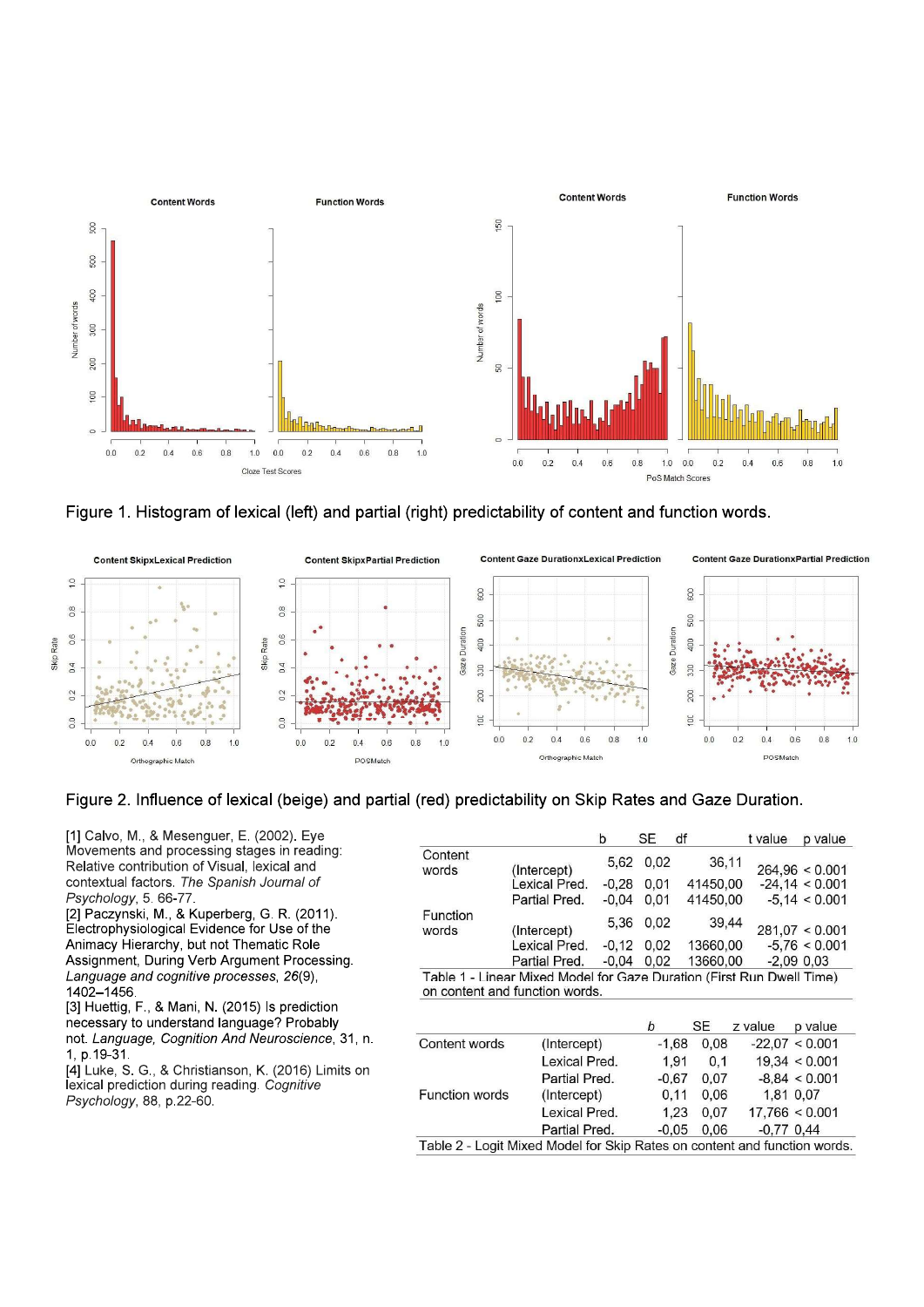Content Words

Function Words

Number of words

0 100 200 300 400 500 600

0.0 0.2 0.4 0.6 0.8 1.0 0.0 0.2 0.4 0.6 0.8 1.0

Cloze Test Scores

Content Words

Function Words

Number of words

0 50 100 150

0.0 0.2 0.4 0.6 0.8 1.0 0.0 0.2 0.4 0.6 0.8 1.0

PoS Match Scores

Figure 1. Histogram of lexical (left) and partial (right) predictability of content and function words.

Content SkipxLexical Prediction

Content SkipxPartial Prediction

Content Gaze DurationxLexical Prediction

Content Gaze DurationxPartial Prediction

Skip Rate

Gaze Duration

Orthographic Match

POSMatch

Figure 2. Influence of lexical (beige) and partial (red) predictability on Skip Rates and Gaze Duration.

[1] Calvo, M., & Mesenguer, E. (2002). Eye Movements and processing stages in reading: Relative contribution of Visual, lexical and contextual factors. *The Spanish Journal of Psychology*, 5. 66-77.
[2] Paczynski, M., & Kuperberg, G. R. (2011). Electrophysiological Evidence for Use of the Animacy Hierarchy, but not Thematic Role Assignment, During Verb Argument Processing. *Language and cognitive processes*, *26*(9), 1402–1456.
[3] Huettig, F., & Mani, N. (2015) Is prediction necessary to understand language? Probably not. *Language, Cognition And Neuroscience*, 31, n. 1, p.19-31.
[4] Luke, S. G., & Christianson, K. (2016) Limits on lexical prediction during reading. *Cognitive Psychology*, 88, p.22-60.

| | | b | SE | df | t value | p value |
|---|---|---|---|---|---|---|
| Content words | (Intercept) | 5,62 | 0,02 | 36,11 | 264,96 | < 0.001 |
| | Lexical Pred. | -0,28 | 0,01 | 41450,00 | -24,14 | < 0.001 |
| | Partial Pred. | -0,04 | 0,01 | 41450,00 | -5,14 | < 0.001 |
| Function words | (Intercept) | 5,36 | 0,02 | 39,44 | 281,07 | < 0.001 |
| | Lexical Pred. | -0,12 | 0,02 | 13660,00 | -5,76 | < 0.001 |
| | Partial Pred. | -0,04 | 0,02 | 13660,00 | -2,09 | 0,03 |

Table 1 - Linear Mixed Model for Gaze Duration (First Run Dwell Time) on content and function words.

| | | b | SE | z value | p value |
|---|---|---|---|---|---|
| Content words | (Intercept) | -1,68 | 0,08 | -22,07 | < 0.001 |
| | Lexical Pred. | 1,91 | 0,1 | 19,34 | < 0.001 |
| | Partial Pred. | -0,67 | 0,07 | -8,84 | < 0.001 |
| Function words | (Intercept) | 0,11 | 0,06 | 1,81 | 0,07 |
| | Lexical Pred. | 1,23 | 0,07 | 17,766 | < 0.001 |
| | Partial Pred. | -0,05 | 0,06 | -0,77 | 0,44 |

Table 2 - Logit Mixed Model for Skip Rates on content and function words.